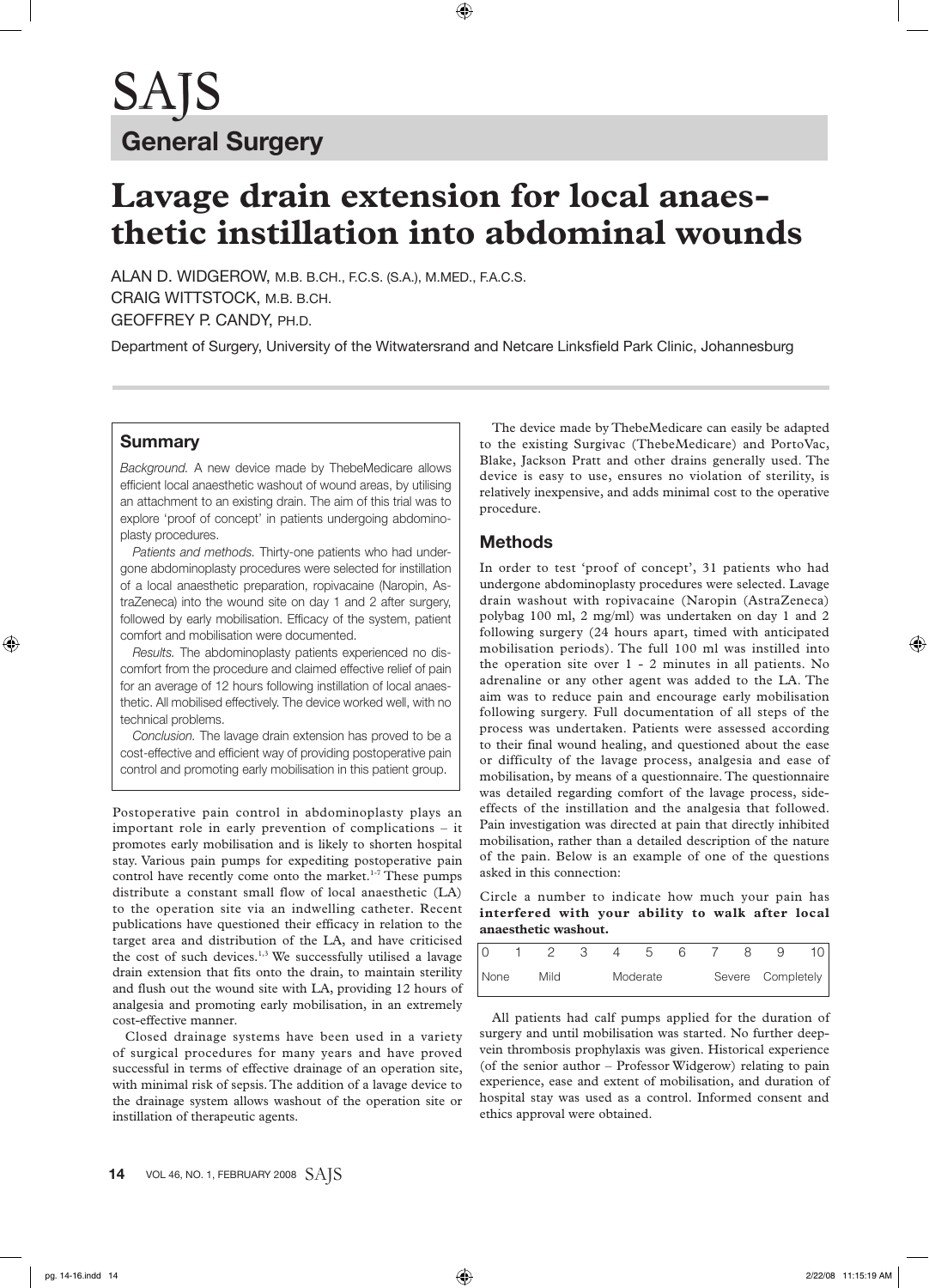# SAJS

## General Surgery

# Lavage drain extension for local anaesthetic instillation into abdominal wounds

ALAN D. WIDGEROW, M.B. B.CH., F.C.S. (S.A.), M.MED., F.A.C.S.
CRAIG WITTSTOCK, M.B. B.CH.
GEOFFREY P. CANDY, PH.D.

Department of Surgery, University of the Witwatersrand and Netcare Linksfield Park Clinic, Johannesburg

## Summary

*Background.* A new device made by ThebeMedicare allows efficient local anaesthetic washout of wound areas, by utilising an attachment to an existing drain. The aim of this trial was to explore 'proof of concept' in patients undergoing abdominoplasty procedures.

*Patients and methods.* Thirty-one patients who had undergone abdominoplasty procedures were selected for instillation of a local anaesthetic preparation, ropivacaine (Naropin, AstraZeneca) into the wound site on day 1 and 2 after surgery, followed by early mobilisation. Efficacy of the system, patient comfort and mobilisation were documented.

*Results.* The abdominoplasty patients experienced no discomfort from the procedure and claimed effective relief of pain for an average of 12 hours following instillation of local anaesthetic. All mobilised effectively. The device worked well, with no technical problems.

*Conclusion.* The lavage drain extension has proved to be a cost-effective and efficient way of providing postoperative pain control and promoting early mobilisation in this patient group.

Postoperative pain control in abdominoplasty plays an important role in early prevention of complications – it promotes early mobilisation and is likely to shorten hospital stay. Various pain pumps for expediting postoperative pain control have recently come onto the market.[1-7] These pumps distribute a constant small flow of local anaesthetic (LA) to the operation site via an indwelling catheter. Recent publications have questioned their efficacy in relation to the target area and distribution of the LA, and have criticised the cost of such devices.[1,3] We successfully utilised a lavage drain extension that fits onto the drain, to maintain sterility and flush out the wound site with LA, providing 12 hours of analgesia and promoting early mobilisation, in an extremely cost-effective manner.

Closed drainage systems have been used in a variety of surgical procedures for many years and have proved successful in terms of effective drainage of an operation site, with minimal risk of sepsis. The addition of a lavage device to the drainage system allows washout of the operation site or instillation of therapeutic agents.

The device made by ThebeMedicare can easily be adapted to the existing Surgivac (ThebeMedicare) and PortoVac, Blake, Jackson Pratt and other drains generally used. The device is easy to use, ensures no violation of sterility, is relatively inexpensive, and adds minimal cost to the operative procedure.

## Methods

In order to test 'proof of concept', 31 patients who had undergone abdominoplasty procedures were selected. Lavage drain washout with ropivacaine (Naropin (AstraZeneca) polybag 100 ml, 2 mg/ml) was undertaken on day 1 and 2 following surgery (24 hours apart, timed with anticipated mobilisation periods). The full 100 ml was instilled into the operation site over 1 - 2 minutes in all patients. No adrenaline or any other agent was added to the LA. The aim was to reduce pain and encourage early mobilisation following surgery. Full documentation of all steps of the process was undertaken. Patients were assessed according to their final wound healing, and questioned about the ease or difficulty of the lavage process, analgesia and ease of mobilisation, by means of a questionnaire. The questionnaire was detailed regarding comfort of the lavage process, side-effects of the instillation and the analgesia that followed. Pain investigation was directed at pain that directly inhibited mobilisation, rather than a detailed description of the nature of the pain. Below is an example of one of the questions asked in this connection:

Circle a number to indicate how much your pain has **interfered with your ability to walk after local anaesthetic washout.**

| 0 | 1 | 2 | 3 | 4 | 5 | 6 | 7 | 8 | 9 | 10 |
|---|---|---|---|---|---|---|---|---|---|---|
| None | | Mild | | | Moderate | | | Severe | | Completely |

All patients had calf pumps applied for the duration of surgery and until mobilisation was started. No further deep-vein thrombosis prophylaxis was given. Historical experience (of the senior author – Professor Widgerow) relating to pain experience, ease and extent of mobilisation, and duration of hospital stay was used as a control. Informed consent and ethics approval were obtained.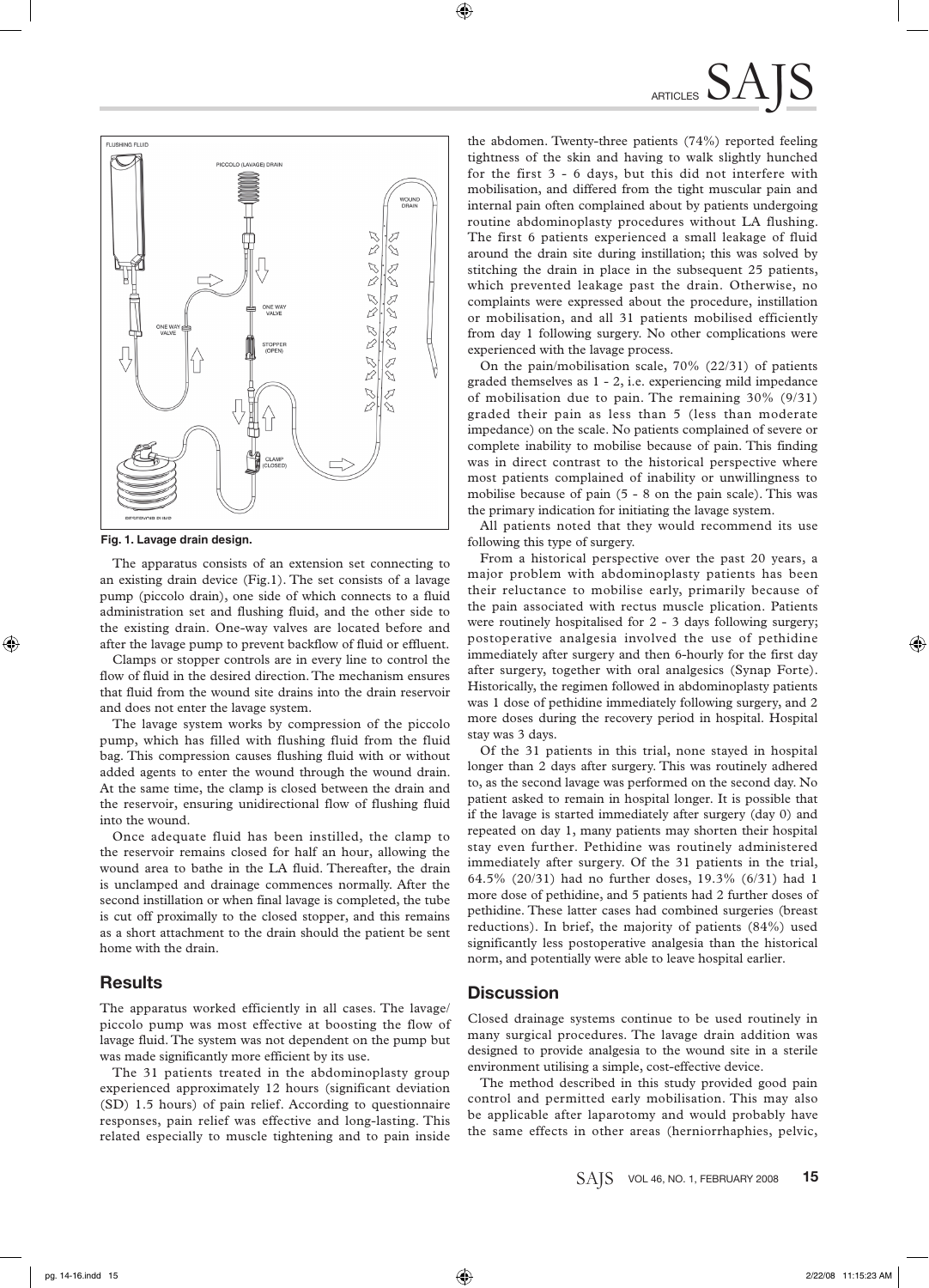Fig. 1. Lavage drain design.

The apparatus consists of an extension set connecting to an existing drain device (Fig.1). The set consists of a lavage pump (piccolo drain), one side of which connects to a fluid administration set and flushing fluid, and the other side to the existing drain. One-way valves are located before and after the lavage pump to prevent backflow of fluid or effluent.

Clamps or stopper controls are in every line to control the flow of fluid in the desired direction. The mechanism ensures that fluid from the wound site drains into the drain reservoir and does not enter the lavage system.

The lavage system works by compression of the piccolo pump, which has filled with flushing fluid from the fluid bag. This compression causes flushing fluid with or without added agents to enter the wound through the wound drain. At the same time, the clamp is closed between the drain and the reservoir, ensuring unidirectional flow of flushing fluid into the wound.

Once adequate fluid has been instilled, the clamp to the reservoir remains closed for half an hour, allowing the wound area to bathe in the LA fluid. Thereafter, the drain is unclamped and drainage commences normally. After the second instillation or when final lavage is completed, the tube is cut off proximally to the closed stopper, and this remains as a short attachment to the drain should the patient be sent home with the drain.

## Results

The apparatus worked efficiently in all cases. The lavage/piccolo pump was most effective at boosting the flow of lavage fluid. The system was not dependent on the pump but was made significantly more efficient by its use.

The 31 patients treated in the abdominoplasty group experienced approximately 12 hours (significant deviation (SD) 1.5 hours) of pain relief. According to questionnaire responses, pain relief was effective and long-lasting. This related especially to muscle tightening and to pain inside the abdomen. Twenty-three patients (74%) reported feeling tightness of the skin and having to walk slightly hunched for the first 3 - 6 days, but this did not interfere with mobilisation, and differed from the tight muscular pain and internal pain often complained about by patients undergoing routine abdominoplasty procedures without LA flushing. The first 6 patients experienced a small leakage of fluid around the drain site during instillation; this was solved by stitching the drain in place in the subsequent 25 patients, which prevented leakage past the drain. Otherwise, no complaints were expressed about the procedure, instillation or mobilisation, and all 31 patients mobilised efficiently from day 1 following surgery. No other complications were experienced with the lavage process.

On the pain/mobilisation scale, 70% (22/31) of patients graded themselves as 1 - 2, i.e. experiencing mild impedance of mobilisation due to pain. The remaining 30% (9/31) graded their pain as less than 5 (less than moderate impedance) on the scale. No patients complained of severe or complete inability to mobilise because of pain. This finding was in direct contrast to the historical perspective where most patients complained of inability or unwillingness to mobilise because of pain (5 - 8 on the pain scale). This was the primary indication for initiating the lavage system.

All patients noted that they would recommend its use following this type of surgery.

From a historical perspective over the past 20 years, a major problem with abdominoplasty patients has been their reluctance to mobilise early, primarily because of the pain associated with rectus muscle plication. Patients were routinely hospitalised for 2 - 3 days following surgery; postoperative analgesia involved the use of pethidine immediately after surgery and then 6-hourly for the first day after surgery, together with oral analgesics (Synap Forte). Historically, the regimen followed in abdominoplasty patients was 1 dose of pethidine immediately following surgery, and 2 more doses during the recovery period in hospital. Hospital stay was 3 days.

Of the 31 patients in this trial, none stayed in hospital longer than 2 days after surgery. This was routinely adhered to, as the second lavage was performed on the second day. No patient asked to remain in hospital longer. It is possible that if the lavage is started immediately after surgery (day 0) and repeated on day 1, many patients may shorten their hospital stay even further. Pethidine was routinely administered immediately after surgery. Of the 31 patients in the trial, 64.5% (20/31) had no further doses, 19.3% (6/31) had 1 more dose of pethidine, and 5 patients had 2 further doses of pethidine. These latter cases had combined surgeries (breast reductions). In brief, the majority of patients (84%) used significantly less postoperative analgesia than the historical norm, and potentially were able to leave hospital earlier.

## Discussion

Closed drainage systems continue to be used routinely in many surgical procedures. The lavage drain addition was designed to provide analgesia to the wound site in a sterile environment utilising a simple, cost-effective device.

The method described in this study provided good pain control and permitted early mobilisation. This may also be applicable after laparotomy and would probably have the same effects in other areas (herniorrhaphies, pelvic,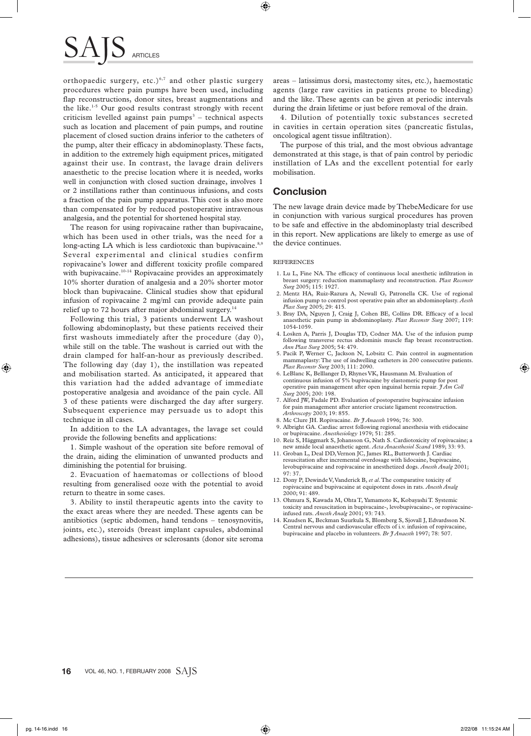orthopaedic surgery, etc.)[6,7] and other plastic surgery procedures where pain pumps have been used, including flap reconstructions, donor sites, breast augmentations and the like.[1-5] Our good results contrast strongly with recent criticism levelled against pain pumps[3] – technical aspects such as location and placement of pain pumps, and routine placement of closed suction drains inferior to the catheters of the pump, alter their efficacy in abdominoplasty. These facts, in addition to the extremely high equipment prices, mitigated against their use. In contrast, the lavage drain delivers anaesthetic to the precise location where it is needed, works well in conjunction with closed suction drainage, involves 1 or 2 instillations rather than continuous infusions, and costs a fraction of the pain pump apparatus. This cost is also more than compensated for by reduced postoperative intravenous analgesia, and the potential for shortened hospital stay.

The reason for using ropivacaine rather than bupivacaine, which has been used in other trials, was the need for a long-acting LA which is less cardiotoxic than bupivacaine.[8,9] Several experimental and clinical studies confirm ropivacaine's lower and different toxicity profile compared with bupivacaine.[10-14] Ropivacaine provides an approximately 10% shorter duration of analgesia and a 20% shorter motor block than bupivacaine. Clinical studies show that epidural infusion of ropivacaine 2 mg/ml can provide adequate pain relief up to 72 hours after major abdominal surgery.[14]

Following this trial, 3 patients underwent LA washout following abdominoplasty, but these patients received their first washouts immediately after the procedure (day 0), while still on the table. The washout is carried out with the drain clamped for half-an-hour as previously described. The following day (day 1), the instillation was repeated and mobilisation started. As anticipated, it appeared that this variation had the added advantage of immediate postoperative analgesia and avoidance of the pain cycle. All 3 of these patients were discharged the day after surgery. Subsequent experience may persuade us to adopt this technique in all cases.

In addition to the LA advantages, the lavage set could provide the following benefits and applications:

1. Simple washout of the operation site before removal of the drain, aiding the elimination of unwanted products and diminishing the potential for bruising.

2. Evacuation of haematomas or collections of blood resulting from generalised ooze with the potential to avoid return to theatre in some cases.

3. Ability to instil therapeutic agents into the cavity to the exact areas where they are needed. These agents can be antibiotics (septic abdomen, hand tendons – tenosynovitis, joints, etc.), steroids (breast implant capsules, abdominal adhesions), tissue adhesives or sclerosants (donor site seroma areas – latissimus dorsi, mastectomy sites, etc.), haemostatic agents (large raw cavities in patients prone to bleeding) and the like. These agents can be given at periodic intervals during the drain lifetime or just before removal of the drain.

4. Dilution of potentially toxic substances secreted in cavities in certain operation sites (pancreatic fistulas, oncological agent tissue infiltration).

The purpose of this trial, and the most obvious advantage demonstrated at this stage, is that of pain control by periodic instillation of LAs and the excellent potential for early mobilisation.

## Conclusion

The new lavage drain device made by ThebeMedicare for use in conjunction with various surgical procedures has proven to be safe and effective in the abdominoplasty trial described in this report. New applications are likely to emerge as use of the device continues.

REFERENCES

1. Lu L, Fine NA. The efficacy of continuous local anesthetic infiltration in breast surgery: reduction mammaplasty and reconstruction. *Plast Reconstr Surg* 2005; 115: 1927.
2. Mentz HA, Ruiz-Razura A, Newall G, Patronella CK. Use of regional infusion pump to control post operative pain after an abdominoplasty. *Aesth Plast Surg* 2005; 29: 415.
3. Bray DA, Nguyen J, Craig J, Cohen BE, Collins DR. Efficacy of a local anaesthetic pain pump in abdominoplasty. *Plast Reconstr Surg* 2007; 119: 1054-1059.
4. Losken A, Parris J, Douglas TD, Codner MA. Use of the infusion pump following transverse rectus abdominis muscle flap breast reconstruction. *Ann Plast Surg* 2005; 54: 479.
5. Pacik P, Werner C, Jackson N, Lobsitz C. Pain control in augmentation mammaplasty: The use of indwelling catheters in 200 consecutive patients. *Plast Reconstr Surg* 2003; 111: 2090.
6. LeBlanc K, Belllanger D, Rhynes VK, Hausmann M. Evaluation of continuous infusion of 5% bupivacaine by elastomeric pump for post operative pain management after open inguinal hernia repair. *J Am Coll Surg* 2005; 200: 198.
7. Alford JW, Fadale PD. Evaluation of postoperative bupivacaine infusion for pain management after anterior cruciate ligament reconstruction. *Arthroscopy* 2003; 19: 855.
8. Mc Clure JH. Ropivacaine. *Br J Anaesth* 1996; 76: 300.
9. Albright GA. Cardiac arrest following regional anesthesia with etidocaine or bupivacaine. *Anesthesiology* 1979; 51: 285.
10. Reiz S, Häggmark S, Johansson G, Nath S. Cardiotoxicity of ropivacaine; a new amide local anaesthetic agent. *Acta Anaesthesiol Scand* 1989; 33: 93.
11. Groban L, Deal DD, Vernon JC, James RL, Butterworth J. Cardiac resuscitation after incremental overdosage with lidocaine, bupivacaine, levobupivacaine and ropivacaine in anesthetized dogs. *Anesth Analg* 2001; 97: 37.
12. Dony P, Dewinde V, Vanderick B, *et al*. The comparative toxicity of ropivacaine and bupivacaine at equipotent doses in rats. *Anesth Analg* 2000; 91: 489.
13. Ohmura S, Kawada M, Ohta T, Yamamoto K, Kobayashi T. Systemic toxicity and resuscitation in bupivacaine-, levobupivacaine-, or ropivacaine-infused rats. *Anesth Analg* 2001; 93: 743.
14. Knudsen K, Beckman Suurkula S, Blomberg S, Sjovall J, Edvardsson N. Central nervous and cardiovascular effects of i.v. infusion of ropivacaine, bupivacaine and placebo in volunteers. *Br J Anaesth* 1997; 78: 507.